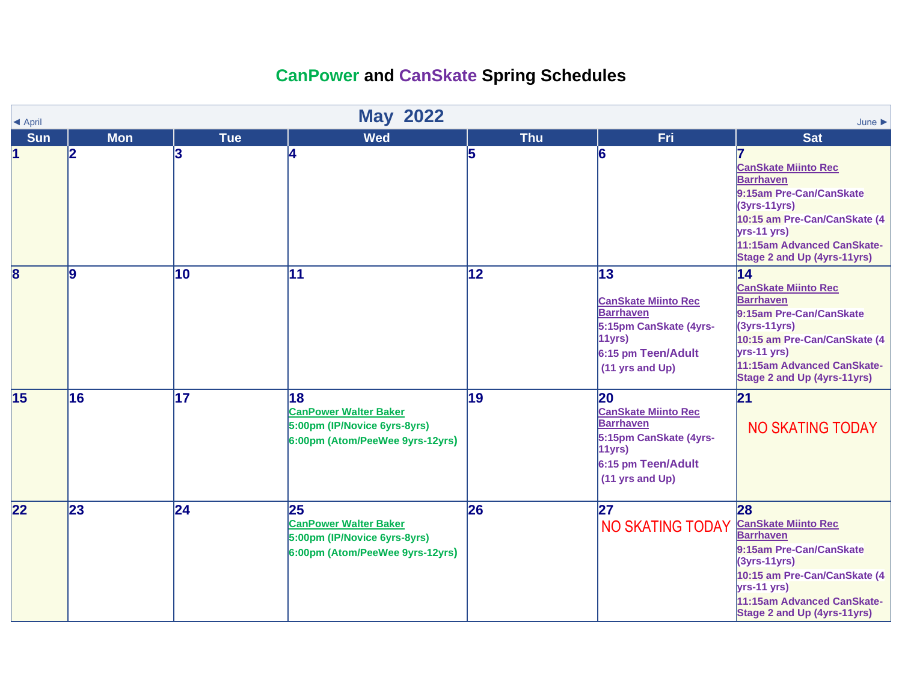# CanPower and CanSkate Spring Schedules

◄ April | **May 2022** | June ►

| Sun | Mon | Tue | Wed | Thu | Fri | Sat |
|---|---|---|---|---|---|---|
| 1 | 2 | 3 | 4 | 5 | 6 | 7<br>CanSkate Miinto Rec Barrhaven<br>9:15am Pre-Can/CanSkate (3yrs-11yrs)<br>10:15 am Pre-Can/CanSkate (4 yrs-11 yrs)<br>11:15am Advanced CanSkate-Stage 2 and Up (4yrs-11yrs) |
| 8 | 9 | 10 | 11 | 12 | 13<br>CanSkate Miinto Rec Barrhaven<br>5:15pm CanSkate (4yrs-11yrs)<br>6:15 pm Teen/Adult (11 yrs and Up) | 14<br>CanSkate Miinto Rec Barrhaven<br>9:15am Pre-Can/CanSkate (3yrs-11yrs)<br>10:15 am Pre-Can/CanSkate (4 yrs-11 yrs)<br>11:15am Advanced CanSkate-Stage 2 and Up (4yrs-11yrs) |
| 15 | 16 | 17 | 18<br>CanPower Walter Baker<br>5:00pm (IP/Novice 6yrs-8yrs)<br>6:00pm (Atom/PeeWee 9yrs-12yrs) | 19 | 20<br>CanSkate Miinto Rec Barrhaven<br>5:15pm CanSkate (4yrs-11yrs)<br>6:15 pm Teen/Adult (11 yrs and Up) | 21<br>NO SKATING TODAY |
| 22 | 23 | 24 | 25<br>CanPower Walter Baker<br>5:00pm (IP/Novice 6yrs-8yrs)<br>6:00pm (Atom/PeeWee 9yrs-12yrs) | 26 | 27<br>NO SKATING TODAY | 28<br>CanSkate Miinto Rec Barrhaven<br>9:15am Pre-Can/CanSkate (3yrs-11yrs)<br>10:15 am Pre-Can/CanSkate (4 yrs-11 yrs)<br>11:15am Advanced CanSkate-Stage 2 and Up (4yrs-11yrs) |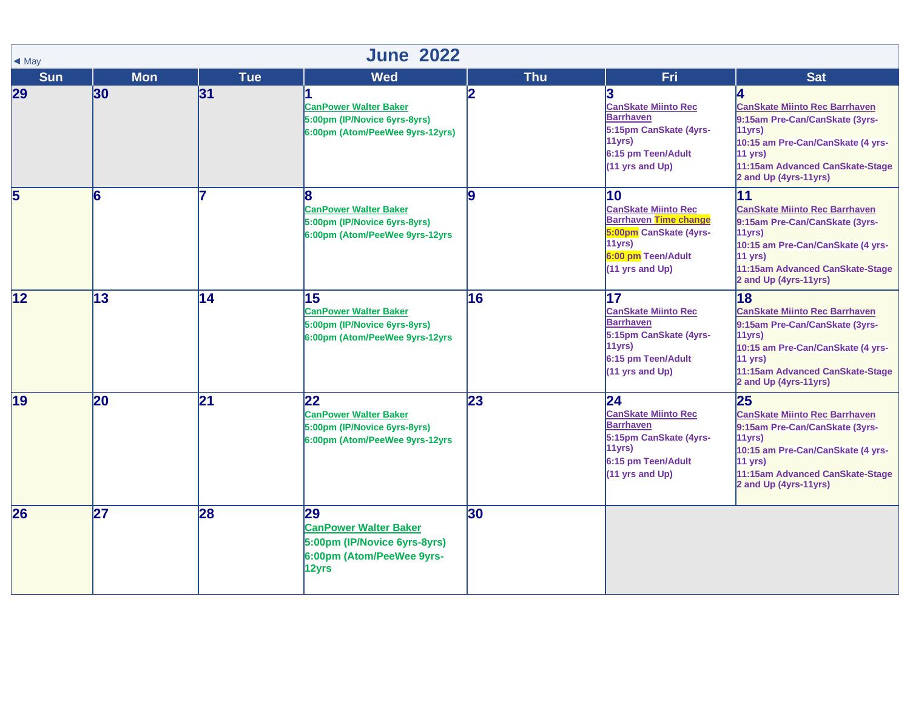# June 2022

◄ May

| Sun | Mon | Tue | Wed | Thu | Fri | Sat |
|---|---|---|---|---|---|---|
| 29 | 30 | 31 | 1<br>CanPower Walter Baker<br>5:00pm (IP/Novice 6yrs-8yrs)<br>6:00pm (Atom/PeeWee 9yrs-12yrs) | 2 | 3<br>CanSkate Miinto Rec Barrhaven<br>5:15pm CanSkate (4yrs-11yrs)<br>6:15 pm Teen/Adult<br>(11 yrs and Up) | 4<br>CanSkate Miinto Rec Barrhaven<br>9:15am Pre-Can/CanSkate (3yrs-11yrs)<br>10:15 am Pre-Can/CanSkate (4 yrs-11 yrs)<br>11:15am Advanced CanSkate-Stage 2 and Up (4yrs-11yrs) |
| 5 | 6 | 7 | 8<br>CanPower Walter Baker<br>5:00pm (IP/Novice 6yrs-8yrs)<br>6:00pm (Atom/PeeWee 9yrs-12yrs | 9 | 10<br>CanSkate Miinto Rec Barrhaven Time change<br>5:00pm CanSkate (4yrs-11yrs)<br>6:00 pm Teen/Adult<br>(11 yrs and Up) | 11<br>CanSkate Miinto Rec Barrhaven<br>9:15am Pre-Can/CanSkate (3yrs-11yrs)<br>10:15 am Pre-Can/CanSkate (4 yrs-11 yrs)<br>11:15am Advanced CanSkate-Stage 2 and Up (4yrs-11yrs) |
| 12 | 13 | 14 | 15<br>CanPower Walter Baker<br>5:00pm (IP/Novice 6yrs-8yrs)<br>6:00pm (Atom/PeeWee 9yrs-12yrs | 16 | 17<br>CanSkate Miinto Rec Barrhaven<br>5:15pm CanSkate (4yrs-11yrs)<br>6:15 pm Teen/Adult<br>(11 yrs and Up) | 18<br>CanSkate Miinto Rec Barrhaven<br>9:15am Pre-Can/CanSkate (3yrs-11yrs)<br>10:15 am Pre-Can/CanSkate (4 yrs-11 yrs)<br>11:15am Advanced CanSkate-Stage 2 and Up (4yrs-11yrs) |
| 19 | 20 | 21 | 22<br>CanPower Walter Baker<br>5:00pm (IP/Novice 6yrs-8yrs)<br>6:00pm (Atom/PeeWee 9yrs-12yrs | 23 | 24<br>CanSkate Miinto Rec Barrhaven<br>5:15pm CanSkate (4yrs-11yrs)<br>6:15 pm Teen/Adult<br>(11 yrs and Up) | 25<br>CanSkate Miinto Rec Barrhaven<br>9:15am Pre-Can/CanSkate (3yrs-11yrs)<br>10:15 am Pre-Can/CanSkate (4 yrs-11 yrs)<br>11:15am Advanced CanSkate-Stage 2 and Up (4yrs-11yrs) |
| 26 | 27 | 28 | 29<br>CanPower Walter Baker<br>5:00pm (IP/Novice 6yrs-8yrs)<br>6:00pm (Atom/PeeWee 9yrs-12yrs | 30 | | |